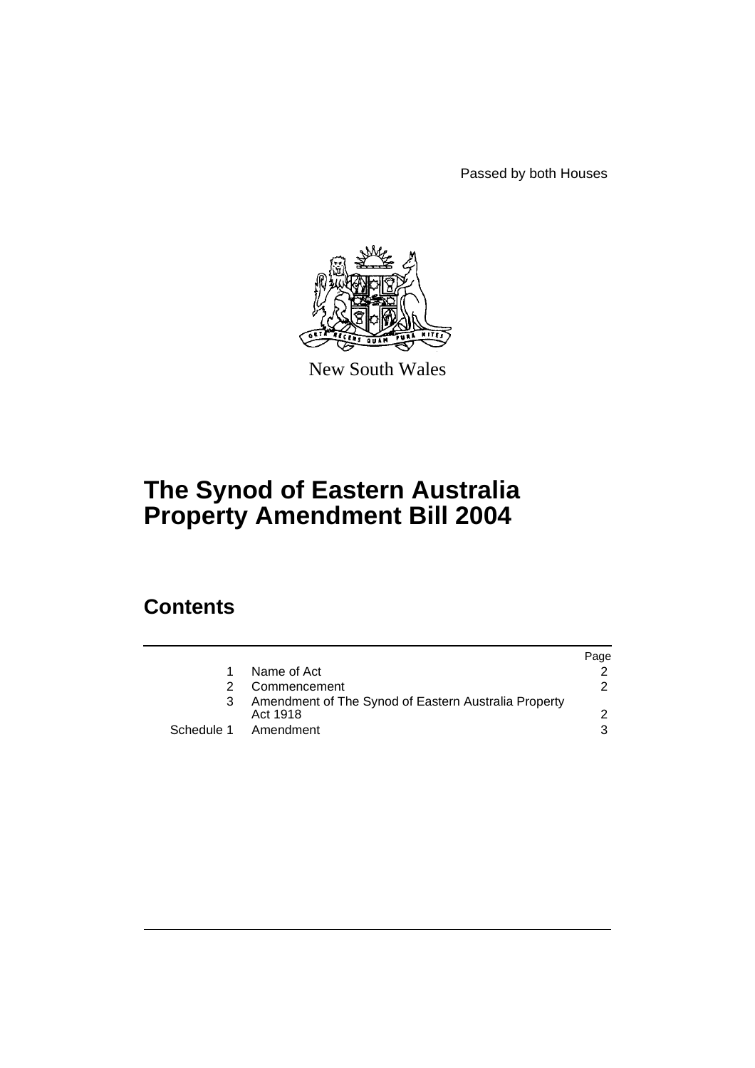Passed by both Houses

New South Wales

# The Synod of Eastern Australia Property Amendment Bill 2004

## Contents

| | | Page |
|---|---|---|
| 1 | Name of Act | 2 |
| 2 | Commencement | 2 |
| 3 | Amendment of The Synod of Eastern Australia Property Act 1918 | 2 |
| Schedule 1 | Amendment | 3 |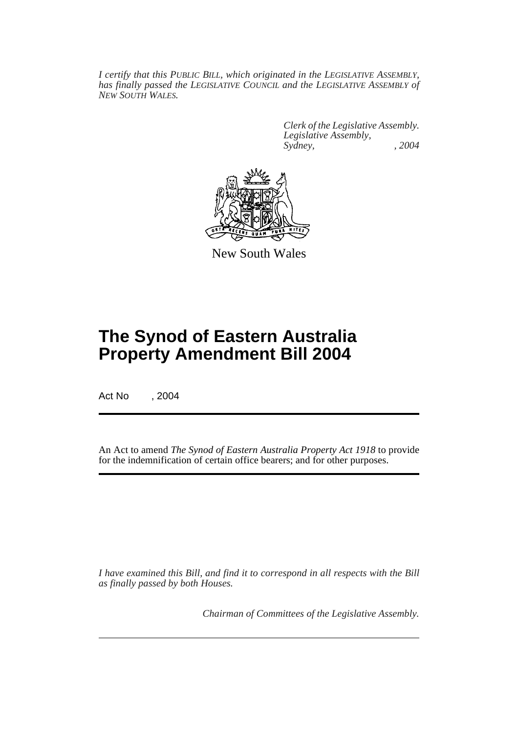*I certify that this PUBLIC BILL, which originated in the LEGISLATIVE ASSEMBLY, has finally passed the LEGISLATIVE COUNCIL and the LEGISLATIVE ASSEMBLY of NEW SOUTH WALES.*

*Clerk of the Legislative Assembly.*
*Legislative Assembly,*
*Sydney, , 2004*

New South Wales

# The Synod of Eastern Australia Property Amendment Bill 2004

Act No , 2004

An Act to amend *The Synod of Eastern Australia Property Act 1918* to provide for the indemnification of certain office bearers; and for other purposes.

*I have examined this Bill, and find it to correspond in all respects with the Bill as finally passed by both Houses.*

*Chairman of Committees of the Legislative Assembly.*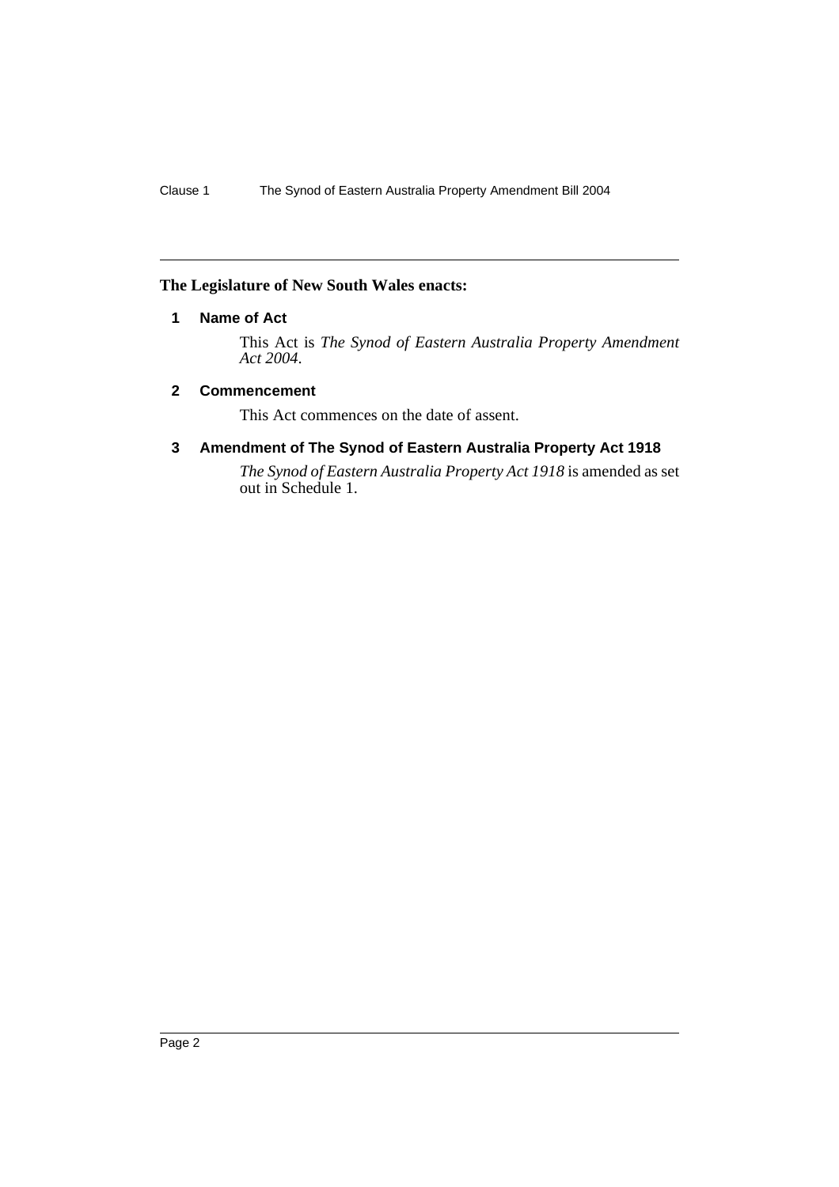**The Legislature of New South Wales enacts:**

## 1 Name of Act

This Act is *The Synod of Eastern Australia Property Amendment Act 2004*.

## 2 Commencement

This Act commences on the date of assent.

## 3 Amendment of The Synod of Eastern Australia Property Act 1918

*The Synod of Eastern Australia Property Act 1918* is amended as set out in Schedule 1.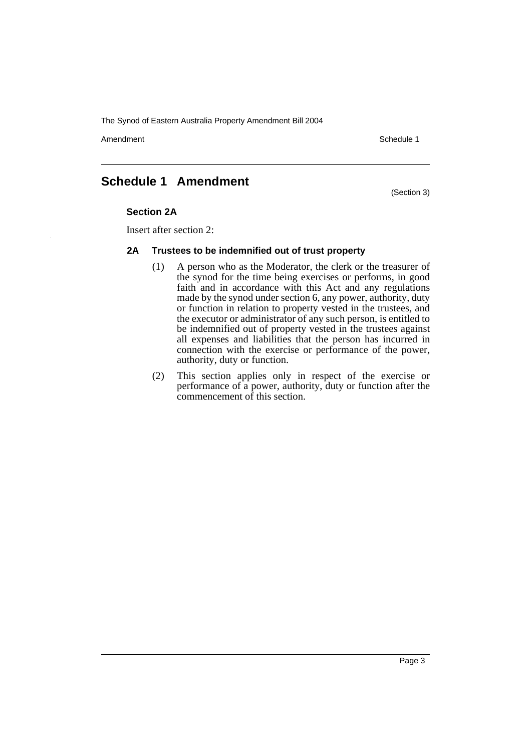## Schedule 1 Amendment

(Section 3)

### Section 2A

Insert after section 2:

#### 2A Trustees to be indemnified out of trust property

(1) A person who as the Moderator, the clerk or the treasurer of the synod for the time being exercises or performs, in good faith and in accordance with this Act and any regulations made by the synod under section 6, any power, authority, duty or function in relation to property vested in the trustees, and the executor or administrator of any such person, is entitled to be indemnified out of property vested in the trustees against all expenses and liabilities that the person has incurred in connection with the exercise or performance of the power, authority, duty or function.

(2) This section applies only in respect of the exercise or performance of a power, authority, duty or function after the commencement of this section.